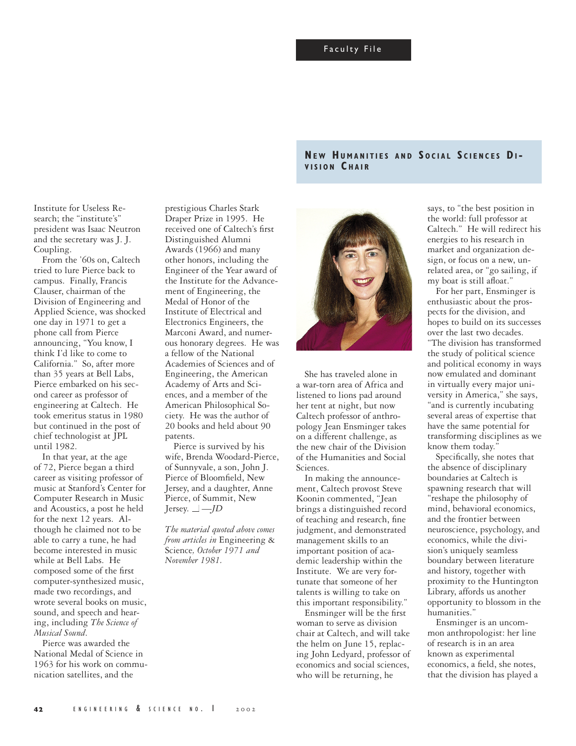Institute for Useless Research; the "institute's" president was Isaac Neutron and the secretary was J. J. Coupling.

From the '60s on, Caltech tried to lure Pierce back to campus. Finally, Francis Clauser, chairman of the Division of Engineering and Applied Science, was shocked one day in 1971 to get a phone call from Pierce announcing, "You know, I think I'd like to come to California." So, after more than 35 years at Bell Labs, Pierce embarked on his second career as professor of engineering at Caltech. He took emeritus status in 1980 but continued in the post of chief technologist at JPL until 1982.

In that year, at the age of 72, Pierce began a third career as visiting professor of music at Stanford's Center for Computer Research in Music and Acoustics, a post he held for the next 12 years. Although he claimed not to be able to carry a tune, he had become interested in music while at Bell Labs. He composed some of the first computer-synthesized music, made two recordings, and wrote several books on music, sound, and speech and hearing, including *The Science of Musical Sound*.

Pierce was awarded the National Medal of Science in 1963 for his work on communication satellites, and the prestigious Charles Stark Draper Prize in 1995. He received one of Caltech's first Distinguished Alumni Awards (1966) and many other honors, including the Engineer of the Year award of the Institute for the Advancement of Engineering, the Medal of Honor of the Institute of Electrical and Electronics Engineers, the Marconi Award, and numerous honorary degrees. He was a fellow of the National Academies of Sciences and of Engineering, the American Academy of Arts and Sciences, and a member of the American Philosophical Society. He was the author of 20 books and held about 90 patents.

Pierce is survived by his wife, Brenda Woodard-Pierce, of Sunnyvale, a son, John J. Pierce of Bloomfield, New Jersey, and a daughter, Anne Pierce, of Summit, New Jersey. □ —*JD*

*The material quoted above comes from articles in* Engineering & Science*, October 1971 and November 1981.*

## New Humanities and Social Sciences Division Chair

She has traveled alone in a war-torn area of Africa and listened to lions pad around her tent at night, but now Caltech professor of anthropology Jean Ensminger takes on a different challenge, as the new chair of the Division of the Humanities and Social Sciences.

In making the announcement, Caltech provost Steve Koonin commented, "Jean brings a distinguished record of teaching and research, fine judgment, and demonstrated management skills to an important position of academic leadership within the Institute. We are very fortunate that someone of her talents is willing to take on this important responsibility."

Ensminger will be the first woman to serve as division chair at Caltech, and will take the helm on June 15, replacing John Ledyard, professor of economics and social sciences, who will be returning, he says, to "the best position in the world: full professor at Caltech." He will redirect his energies to his research in market and organization design, or focus on a new, unrelated area, or "go sailing, if my boat is still afloat."

For her part, Ensminger is enthusiastic about the prospects for the division, and hopes to build on its successes over the last two decades. "The division has transformed the study of political science and political economy in ways now emulated and dominant in virtually every major university in America," she says, "and is currently incubating several areas of expertise that have the same potential for transforming disciplines as we know them today."

Specifically, she notes that the absence of disciplinary boundaries at Caltech is spawning research that will "reshape the philosophy of mind, behavioral economics, and the frontier between neuroscience, psychology, and economics, while the division's uniquely seamless boundary between literature and history, together with proximity to the Huntington Library, affords us another opportunity to blossom in the humanities."

Ensminger is an uncommon anthropologist: her line of research is in an area known as experimental economics, a field, she notes, that the division has played a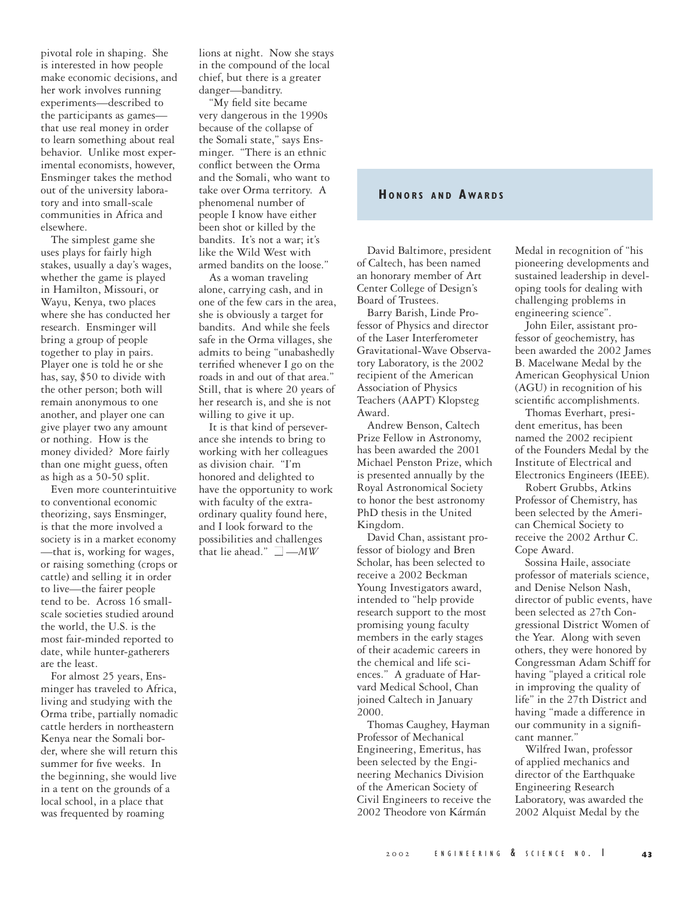pivotal role in shaping. She is interested in how people make economic decisions, and her work involves running experiments—described to the participants as games—that use real money in order to learn something about real behavior. Unlike most experimental economists, however, Ensminger takes the method out of the university laboratory and into small-scale communities in Africa and elsewhere.

The simplest game she uses plays for fairly high stakes, usually a day's wages, whether the game is played in Hamilton, Missouri, or Wayu, Kenya, two places where she has conducted her research. Ensminger will bring a group of people together to play in pairs. Player one is told he or she has, say, $50 to divide with the other person; both will remain anonymous to one another, and player one can give player two any amount or nothing. How is the money divided? More fairly than one might guess, often as high as a 50-50 split.

Even more counterintuitive to conventional economic theorizing, says Ensminger, is that the more involved a society is in a market economy—that is, working for wages, or raising something (crops or cattle) and selling it in order to live—the fairer people tend to be. Across 16 small-scale societies studied around the world, the U.S. is the most fair-minded reported to date, while hunter-gatherers are the least.

For almost 25 years, Ensminger has traveled to Africa, living and studying with the Orma tribe, partially nomadic cattle herders in northeastern Kenya near the Somali border, where she will return this summer for five weeks. In the beginning, she would live in a tent on the grounds of a local school, in a place that was frequented by roaming lions at night. Now she stays in the compound of the local chief, but there is a greater danger—banditry.

"My field site became very dangerous in the 1990s because of the collapse of the Somali state," says Ensminger. "There is an ethnic conflict between the Orma and the Somali, who want to take over Orma territory. A phenomenal number of people I know have either been shot or killed by the bandits. It's not a war; it's like the Wild West with armed bandits on the loose."

As a woman traveling alone, carrying cash, and in one of the few cars in the area, she is obviously a target for bandits. And while she feels safe in the Orma villages, she admits to being "unabashedly terrified whenever I go on the roads in and out of that area." Still, that is where 20 years of her research is, and she is not willing to give it up.

It is that kind of perseverance she intends to bring to working with her colleagues as division chair. "I'm honored and delighted to have the opportunity to work with faculty of the extraordinary quality found here, and I look forward to the possibilities and challenges that lie ahead." ☐ —*MW*

## Honors and Awards

David Baltimore, president of Caltech, has been named an honorary member of Art Center College of Design's Board of Trustees.

Barry Barish, Linde Professor of Physics and director of the Laser Interferometer Gravitational-Wave Observatory Laboratory, is the 2002 recipient of the American Association of Physics Teachers (AAPT) Klopsteg Award.

Andrew Benson, Caltech Prize Fellow in Astronomy, has been awarded the 2001 Michael Penston Prize, which is presented annually by the Royal Astronomical Society to honor the best astronomy PhD thesis in the United Kingdom.

David Chan, assistant professor of biology and Bren Scholar, has been selected to receive a 2002 Beckman Young Investigators award, intended to "help provide research support to the most promising young faculty members in the early stages of their academic careers in the chemical and life sciences." A graduate of Harvard Medical School, Chan joined Caltech in January 2000.

Thomas Caughey, Hayman Professor of Mechanical Engineering, Emeritus, has been selected by the Engineering Mechanics Division of the American Society of Civil Engineers to receive the 2002 Theodore von Kármán Medal in recognition of "his pioneering developments and sustained leadership in developing tools for dealing with challenging problems in engineering science".

John Eiler, assistant professor of geochemistry, has been awarded the 2002 James B. Macelwane Medal by the American Geophysical Union (AGU) in recognition of his scientific accomplishments.

Thomas Everhart, president emeritus, has been named the 2002 recipient of the Founders Medal by the Institute of Electrical and Electronics Engineers (IEEE).

Robert Grubbs, Atkins Professor of Chemistry, has been selected by the American Chemical Society to receive the 2002 Arthur C. Cope Award.

Sossina Haile, associate professor of materials science, and Denise Nelson Nash, director of public events, have been selected as 27th Congressional District Women of the Year. Along with seven others, they were honored by Congressman Adam Schiff for having "played a critical role in improving the quality of life" in the 27th District and having "made a difference in our community in a significant manner."

Wilfred Iwan, professor of applied mechanics and director of the Earthquake Engineering Research Laboratory, was awarded the 2002 Alquist Medal by the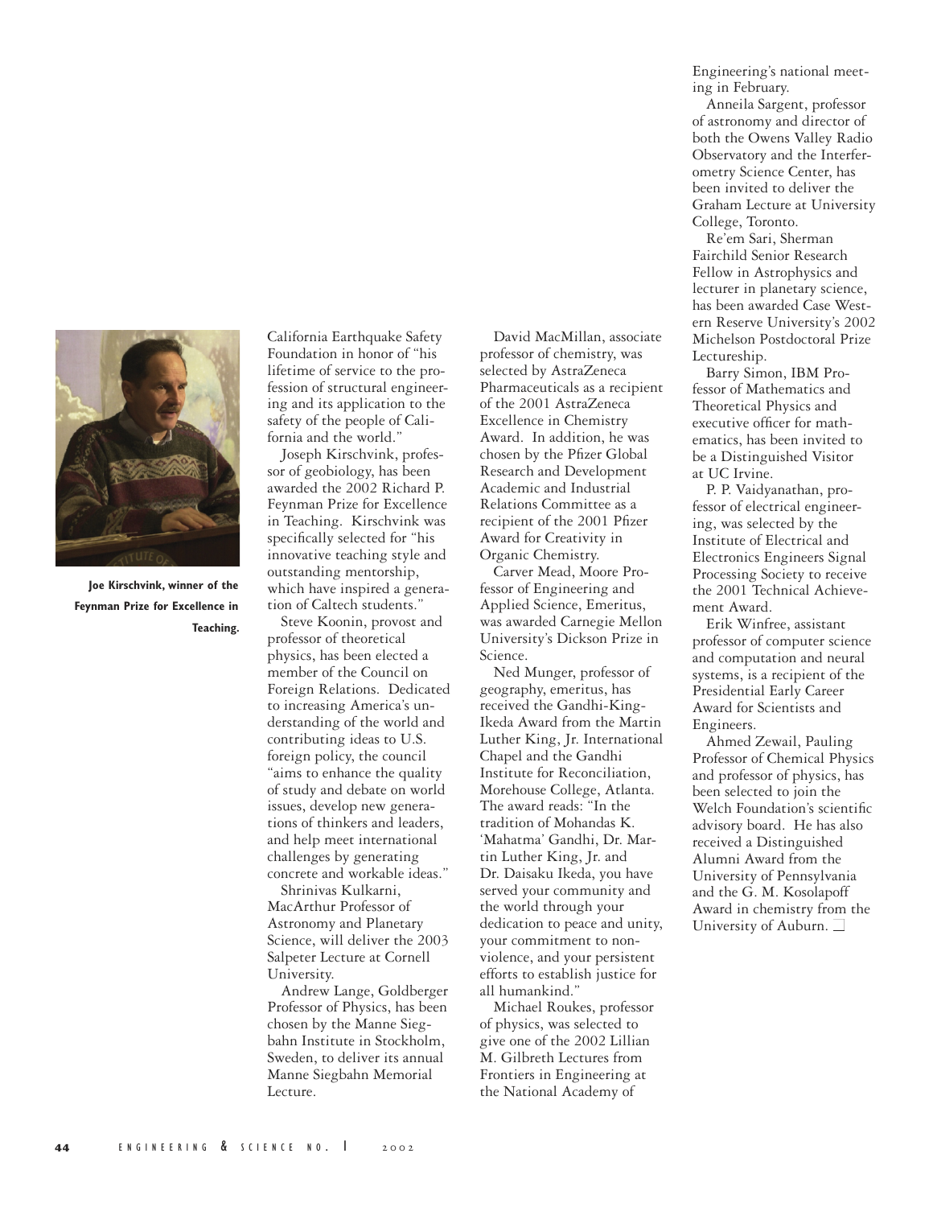Joe Kirschvink, winner of the Feynman Prize for Excellence in Teaching.

California Earthquake Safety Foundation in honor of "his lifetime of service to the profession of structural engineering and its application to the safety of the people of California and the world."

Joseph Kirschvink, professor of geobiology, has been awarded the 2002 Richard P. Feynman Prize for Excellence in Teaching. Kirschvink was specifically selected for "his innovative teaching style and outstanding mentorship, which have inspired a generation of Caltech students."

Steve Koonin, provost and professor of theoretical physics, has been elected a member of the Council on Foreign Relations. Dedicated to increasing America's understanding of the world and contributing ideas to U.S. foreign policy, the council "aims to enhance the quality of study and debate on world issues, develop new generations of thinkers and leaders, and help meet international challenges by generating concrete and workable ideas."

Shrinivas Kulkarni, MacArthur Professor of Astronomy and Planetary Science, will deliver the 2003 Salpeter Lecture at Cornell University.

Andrew Lange, Goldberger Professor of Physics, has been chosen by the Manne Siegbahn Institute in Stockholm, Sweden, to deliver its annual Manne Siegbahn Memorial Lecture.

David MacMillan, associate professor of chemistry, was selected by AstraZeneca Pharmaceuticals as a recipient of the 2001 AstraZeneca Excellence in Chemistry Award. In addition, he was chosen by the Pfizer Global Research and Development Academic and Industrial Relations Committee as a recipient of the 2001 Pfizer Award for Creativity in Organic Chemistry.

Carver Mead, Moore Professor of Engineering and Applied Science, Emeritus, was awarded Carnegie Mellon University's Dickson Prize in Science.

Ned Munger, professor of geography, emeritus, has received the Gandhi-King-Ikeda Award from the Martin Luther King, Jr. International Chapel and the Gandhi Institute for Reconciliation, Morehouse College, Atlanta. The award reads: "In the tradition of Mohandas K. 'Mahatma' Gandhi, Dr. Martin Luther King, Jr. and Dr. Daisaku Ikeda, you have served your community and the world through your dedication to peace and unity, your commitment to nonviolence, and your persistent efforts to establish justice for all humankind."

Michael Roukes, professor of physics, was selected to give one of the 2002 Lillian M. Gilbreth Lectures from Frontiers in Engineering at the National Academy of Engineering's national meeting in February.

Anneila Sargent, professor of astronomy and director of both the Owens Valley Radio Observatory and the Interferometry Science Center, has been invited to deliver the Graham Lecture at University College, Toronto.

Re'em Sari, Sherman Fairchild Senior Research Fellow in Astrophysics and lecturer in planetary science, has been awarded Case Western Reserve University's 2002 Michelson Postdoctoral Prize Lectureship.

Barry Simon, IBM Professor of Mathematics and Theoretical Physics and executive officer for mathematics, has been invited to be a Distinguished Visitor at UC Irvine.

P. P. Vaidyanathan, professor of electrical engineering, was selected by the Institute of Electrical and Electronics Engineers Signal Processing Society to receive the 2001 Technical Achievement Award.

Erik Winfree, assistant professor of computer science and computation and neural systems, is a recipient of the Presidential Early Career Award for Scientists and Engineers.

Ahmed Zewail, Pauling Professor of Chemical Physics and professor of physics, has been selected to join the Welch Foundation's scientific advisory board. He has also received a Distinguished Alumni Award from the University of Pennsylvania and the G. M. Kosolapoff Award in chemistry from the University of Auburn. ☐